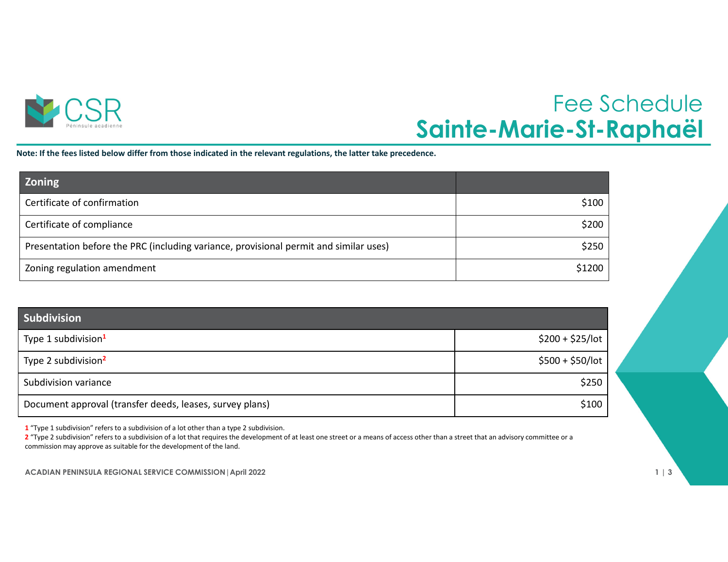CSR Péninsule acadienne

# Fee Schedule
# Sainte-Marie-St-Raphaël

**Note: If the fees listed below differ from those indicated in the relevant regulations, the latter take precedence.**

| Zoning | |
|---|---:|
| Certificate of confirmation | $100 |
| Certificate of compliance | $200 |
| Presentation before the PRC (including variance, provisional permit and similar uses) | $250 |
| Zoning regulation amendment | $1200 |

| Subdivision | |
|---|---:|
| Type 1 subdivision[1] | $200 + $25/lot |
| Type 2 subdivision[2] | $500 + $50/lot |
| Subdivision variance | $250 |
| Document approval (transfer deeds, leases, survey plans) | $100 |

1 "Type 1 subdivision" refers to a subdivision of a lot other than a type 2 subdivision.

2 "Type 2 subdivision" refers to a subdivision of a lot that requires the development of at least one street or a means of access other than a street that an advisory committee or a commission may approve as suitable for the development of the land.

ACADIAN PENINSULA REGIONAL SERVICE COMMISSION | April 2022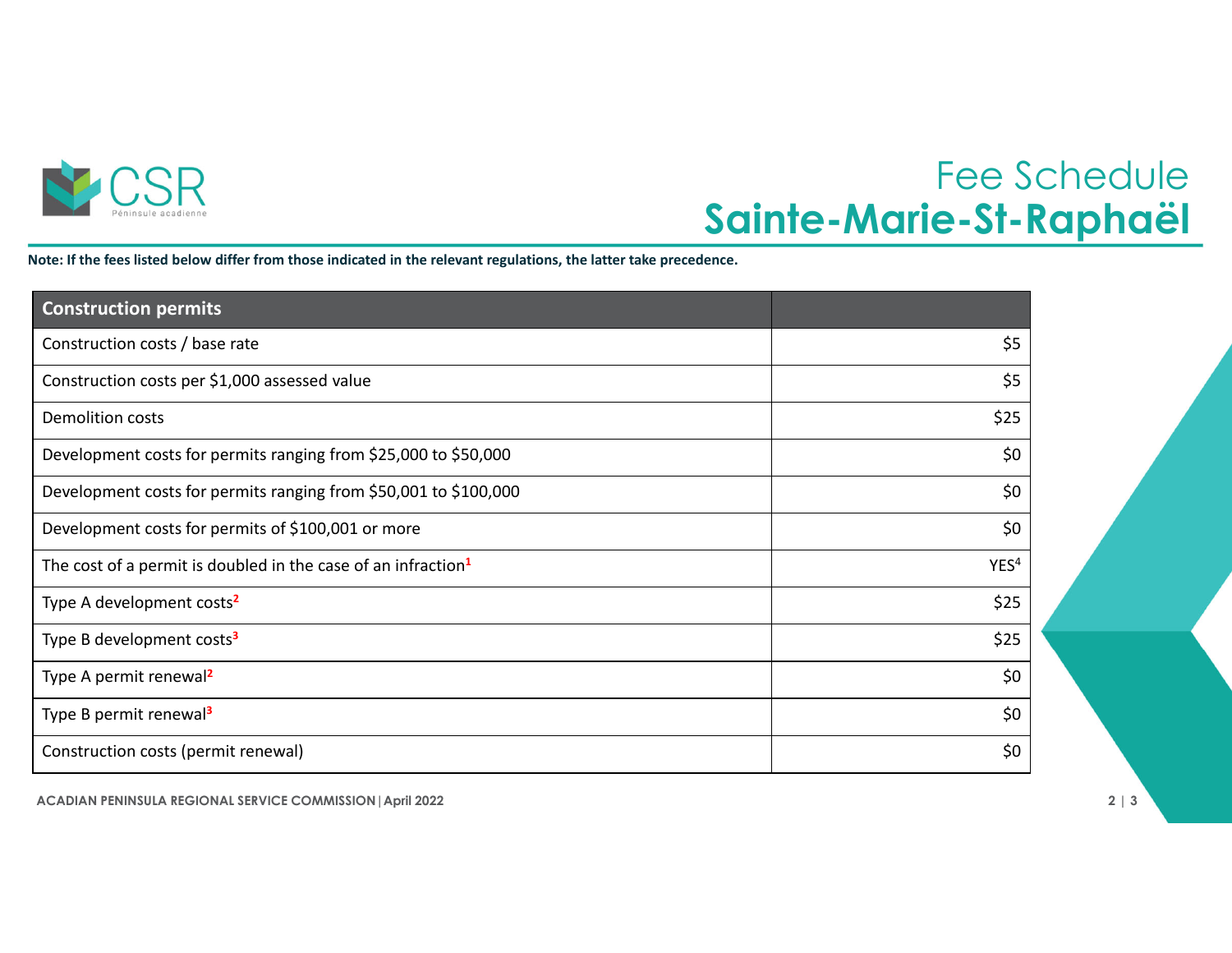# Fee Schedule
## Sainte-Marie-St-Raphaël

**Note: If the fees listed below differ from those indicated in the relevant regulations, the latter take precedence.**

| Construction permits | |
|---|---|
| Construction costs / base rate | $5 |
| Construction costs per $1,000 assessed value | $5 |
| Demolition costs | $25 |
| Development costs for permits ranging from $25,000 to $50,000 | $0 |
| Development costs for permits ranging from $50,001 to $100,000 | $0 |
| Development costs for permits of $100,001 or more | $0 |
| The cost of a permit is doubled in the case of an infraction[1] | YES[4] |
| Type A development costs[2] | $25 |
| Type B development costs[3] | $25 |
| Type A permit renewal[2] | $0 |
| Type B permit renewal[3] | $0 |
| Construction costs (permit renewal) | $0 |

ACADIAN PENINSULA REGIONAL SERVICE COMMISSION | April 2022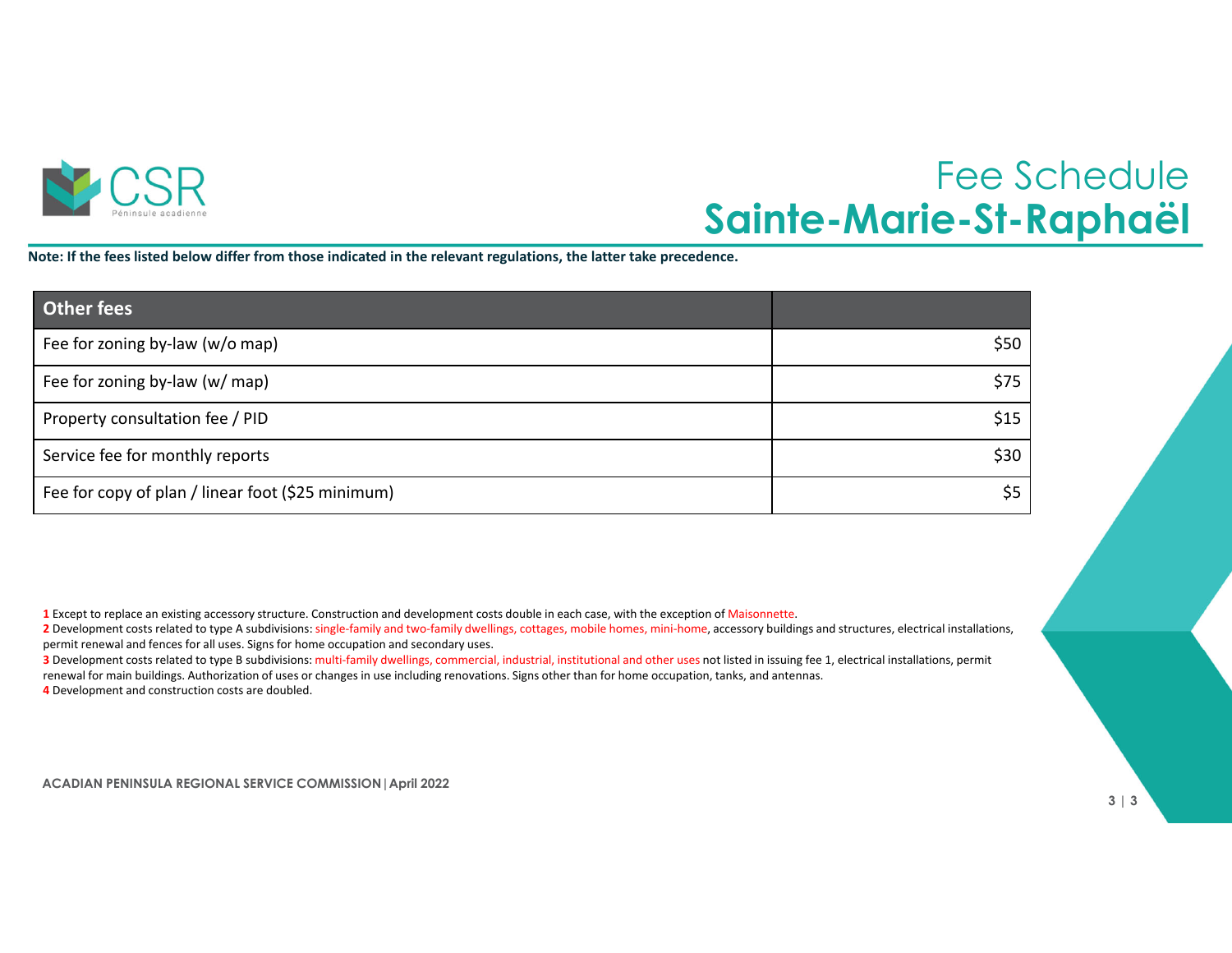# Fee Schedule
## Sainte-Marie-St-Raphaël

**Note: If the fees listed below differ from those indicated in the relevant regulations, the latter take precedence.**

| Other fees | |
|---|---|
| Fee for zoning by-law (w/o map) | $50 |
| Fee for zoning by-law (w/ map) | $75 |
| Property consultation fee / PID | $15 |
| Service fee for monthly reports | $30 |
| Fee for copy of plan / linear foot ($25 minimum) | $5 |

**1** Except to replace an existing accessory structure. Construction and development costs double in each case, with the exception of Maisonnette.
**2** Development costs related to type A subdivisions: single-family and two-family dwellings, cottages, mobile homes, mini-home, accessory buildings and structures, electrical installations, permit renewal and fences for all uses. Signs for home occupation and secondary uses.
**3** Development costs related to type B subdivisions: multi-family dwellings, commercial, industrial, institutional and other uses not listed in issuing fee 1, electrical installations, permit renewal for main buildings. Authorization of uses or changes in use including renovations. Signs other than for home occupation, tanks, and antennas.
**4** Development and construction costs are doubled.

**ACADIAN PENINSULA REGIONAL SERVICE COMMISSION | April 2022**